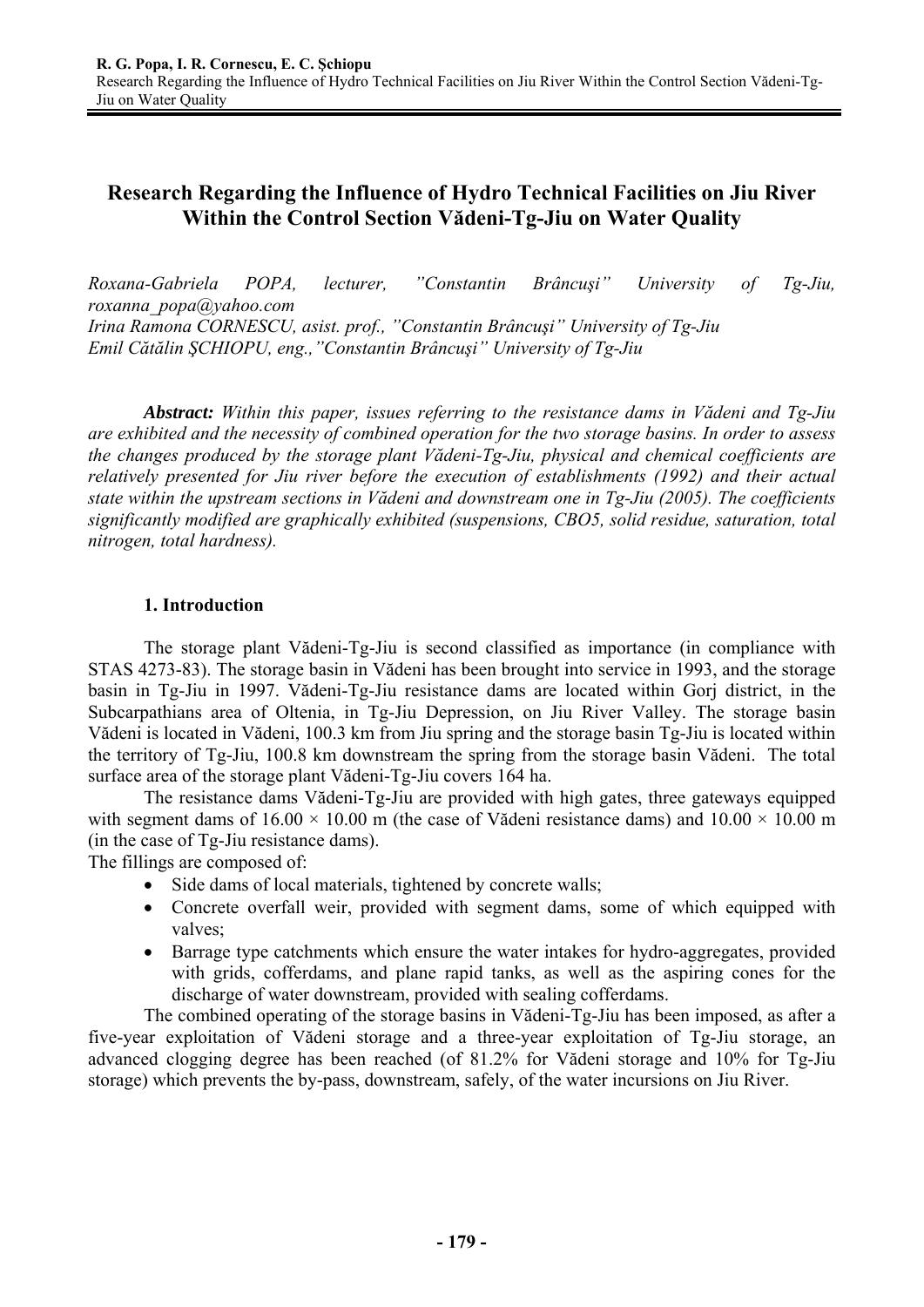# Research Regarding the Influence of Hydro Technical Facilities on Jiu River Within the Control Section Vădeni-Tg-Jiu on Water Quality

*Roxana-Gabriela POPA, lecturer, "Constantin Brâncuşi" University of Tg-Jiu, roxanna_popa@yahoo.com*
*Irina Ramona CORNESCU, asist. prof., "Constantin Brâncuşi" University of Tg-Jiu*
*Emil Cătălin ŞCHIOPU, eng.,"Constantin Brâncuşi" University of Tg-Jiu*

***Abstract:*** *Within this paper, issues referring to the resistance dams in Vădeni and Tg-Jiu are exhibited and the necessity of combined operation for the two storage basins. In order to assess the changes produced by the storage plant Vădeni-Tg-Jiu, physical and chemical coefficients are relatively presented for Jiu river before the execution of establishments (1992) and their actual state within the upstream sections in Vădeni and downstream one in Tg-Jiu (2005). The coefficients significantly modified are graphically exhibited (suspensions, CBO5, solid residue, saturation, total nitrogen, total hardness).*

## 1. Introduction

The storage plant Vădeni-Tg-Jiu is second classified as importance (in compliance with STAS 4273-83). The storage basin in Vădeni has been brought into service in 1993, and the storage basin in Tg-Jiu in 1997. Vădeni-Tg-Jiu resistance dams are located within Gorj district, in the Subcarpathians area of Oltenia, in Tg-Jiu Depression, on Jiu River Valley. The storage basin Vădeni is located in Vădeni, 100.3 km from Jiu spring and the storage basin Tg-Jiu is located within the territory of Tg-Jiu, 100.8 km downstream the spring from the storage basin Vădeni. The total surface area of the storage plant Vădeni-Tg-Jiu covers 164 ha.

The resistance dams Vădeni-Tg-Jiu are provided with high gates, three gateways equipped with segment dams of 16.00 × 10.00 m (the case of Vădeni resistance dams) and 10.00 × 10.00 m (in the case of Tg-Jiu resistance dams).

The fillings are composed of:

- Side dams of local materials, tightened by concrete walls;
- Concrete overfall weir, provided with segment dams, some of which equipped with valves;
- Barrage type catchments which ensure the water intakes for hydro-aggregates, provided with grids, cofferdams, and plane rapid tanks, as well as the aspiring cones for the discharge of water downstream, provided with sealing cofferdams.

The combined operating of the storage basins in Vădeni-Tg-Jiu has been imposed, as after a five-year exploitation of Vădeni storage and a three-year exploitation of Tg-Jiu storage, an advanced clogging degree has been reached (of 81.2% for Vădeni storage and 10% for Tg-Jiu storage) which prevents the by-pass, downstream, safely, of the water incursions on Jiu River.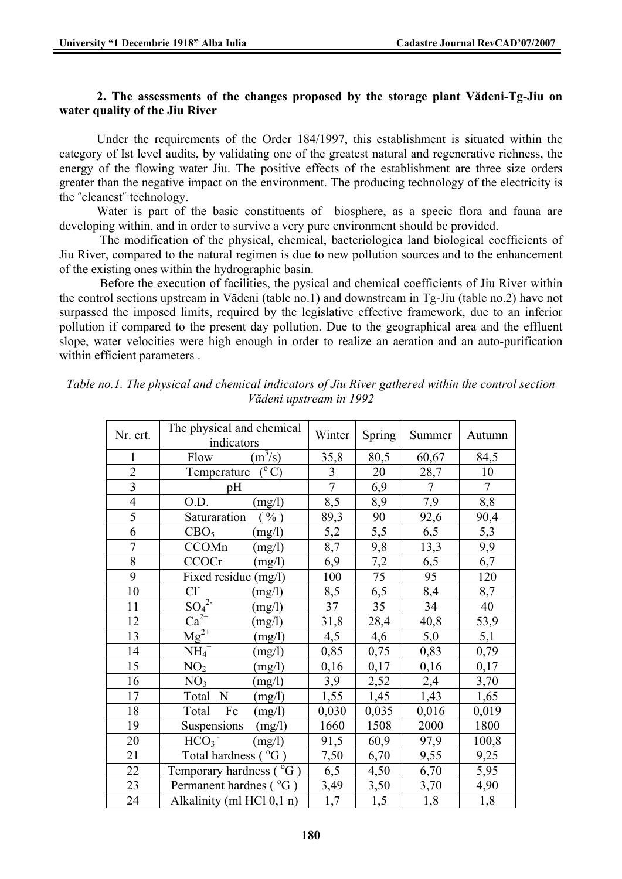### 2. The assessments of the changes proposed by the storage plant Vădeni-Tg-Jiu on water quality of the Jiu River

Under the requirements of the Order 184/1997, this establishment is situated within the category of Ist level audits, by validating one of the greatest natural and regenerative richness, the energy of the flowing water Jiu. The positive effects of the establishment are three size orders greater than the negative impact on the environment. The producing technology of the electricity is the ″cleanest″ technology.

Water is part of the basic constituents of biosphere, as a specic flora and fauna are developing within, and in order to survive a very pure environment should be provided.

The modification of the physical, chemical, bacteriologica land biological coefficients of Jiu River, compared to the natural regimen is due to new pollution sources and to the enhancement of the existing ones within the hydrographic basin.

Before the execution of facilities, the pysical and chemical coefficients of Jiu River within the control sections upstream in Vădeni (table no.1) and downstream in Tg-Jiu (table no.2) have not surpassed the imposed limits, required by the legislative effective framework, due to an inferior pollution if compared to the present day pollution. Due to the geographical area and the effluent slope, water velocities were high enough in order to realize an aeration and an auto-purification within efficient parameters .

*Table no.1. The physical and chemical indicators of Jiu River gathered within the control section Vădeni upstream in 1992*

| Nr. crt. | The physical and chemical indicators | Winter | Spring | Summer | Autumn |
|---|---|---|---|---|---|
| 1 | Flow ($m^3/s$) | 35,8 | 80,5 | 60,67 | 84,5 |
| 2 | Temperature ($^oC$) | 3 | 20 | 28,7 | 10 |
| 3 | pH | 7 | 6,9 | 7 | 7 |
| 4 | O.D. (mg/l) | 8,5 | 8,9 | 7,9 | 8,8 |
| 5 | Saturaration ( % ) | 89,3 | 90 | 92,6 | 90,4 |
| 6 | $CBO_5$ (mg/l) | 5,2 | 5,5 | 6,5 | 5,3 |
| 7 | CCOMn (mg/l) | 8,7 | 9,8 | 13,3 | 9,9 |
| 8 | CCOCr (mg/l) | 6,9 | 7,2 | 6,5 | 6,7 |
| 9 | Fixed residue (mg/l) | 100 | 75 | 95 | 120 |
| 10 | $Cl^-$ (mg/l) | 8,5 | 6,5 | 8,4 | 8,7 |
| 11 | $SO_4^{2-}$ (mg/l) | 37 | 35 | 34 | 40 |
| 12 | $Ca^{2+}$ (mg/l) | 31,8 | 28,4 | 40,8 | 53,9 |
| 13 | $Mg^{2+}$ (mg/l) | 4,5 | 4,6 | 5,0 | 5,1 |
| 14 | $NH_4^+$ (mg/l) | 0,85 | 0,75 | 0,83 | 0,79 |
| 15 | $NO_2$ (mg/l) | 0,16 | 0,17 | 0,16 | 0,17 |
| 16 | $NO_3$ (mg/l) | 3,9 | 2,52 | 2,4 | 3,70 |
| 17 | Total N (mg/l) | 1,55 | 1,45 | 1,43 | 1,65 |
| 18 | Total Fe (mg/l) | 0,030 | 0,035 | 0,016 | 0,019 |
| 19 | Suspensions (mg/l) | 1660 | 1508 | 2000 | 1800 |
| 20 | $HCO_3^-$ (mg/l) | 91,5 | 60,9 | 97,9 | 100,8 |
| 21 | Total hardness ( $^oG$ ) | 7,50 | 6,70 | 9,55 | 9,25 |
| 22 | Temporary hardness ( $^oG$ ) | 6,5 | 4,50 | 6,70 | 5,95 |
| 23 | Permanent hardnes ( $^oG$ ) | 3,49 | 3,50 | 3,70 | 4,90 |
| 24 | Alkalinity (ml HCl 0,1 n) | 1,7 | 1,5 | 1,8 | 1,8 |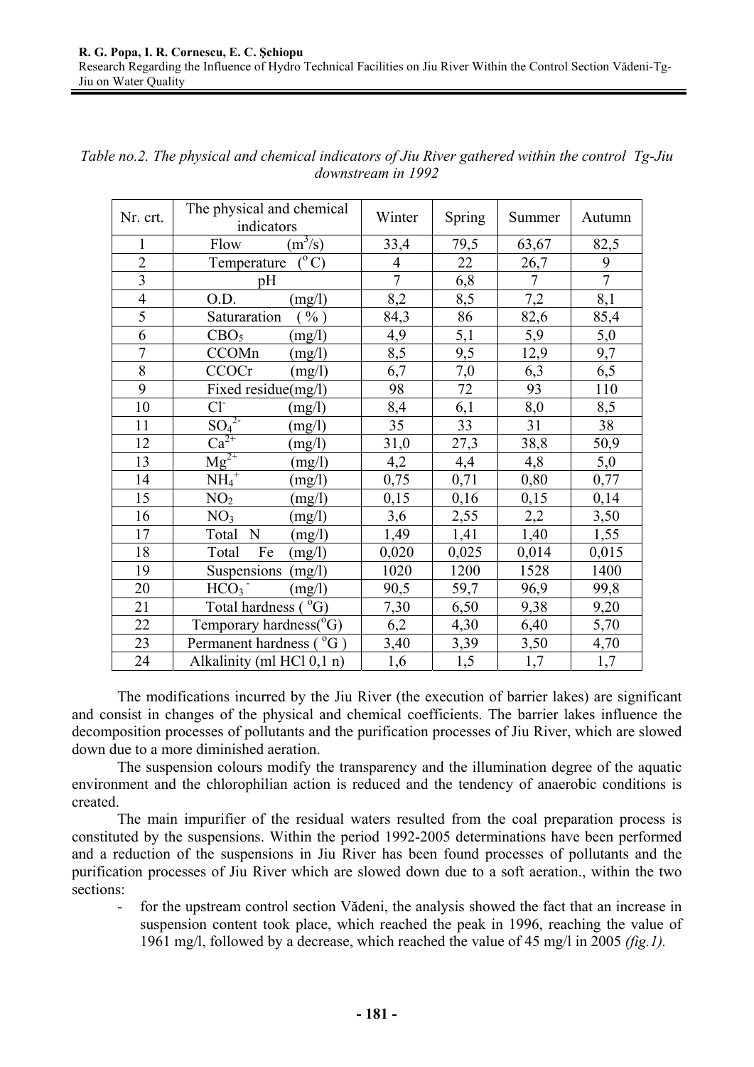*Table no.2. The physical and chemical indicators of Jiu River gathered within the control Tg-Jiu downstream in 1992*

| Nr. crt. | The physical and chemical indicators | Winter | Spring | Summer | Autumn |
|---|---|---|---|---|---|
| 1 | Flow ($m^3/s$) | 33,4 | 79,5 | 63,67 | 82,5 |
| 2 | Temperature ($^oC$) | 4 | 22 | 26,7 | 9 |
| 3 | pH | 7 | 6,8 | 7 | 7 |
| 4 | O.D. (mg/l) | 8,2 | 8,5 | 7,2 | 8,1 |
| 5 | Saturaration ( % ) | 84,3 | 86 | 82,6 | 85,4 |
| 6 | $CBO_5$ (mg/l) | 4,9 | 5,1 | 5,9 | 5,0 |
| 7 | CCOMn (mg/l) | 8,5 | 9,5 | 12,9 | 9,7 |
| 8 | CCOCr (mg/l) | 6,7 | 7,0 | 6,3 | 6,5 |
| 9 | Fixed residue(mg/l) | 98 | 72 | 93 | 110 |
| 10 | $Cl^-$ (mg/l) | 8,4 | 6,1 | 8,0 | 8,5 |
| 11 | $SO_4^{2-}$ (mg/l) | 35 | 33 | 31 | 38 |
| 12 | $Ca^{2+}$ (mg/l) | 31,0 | 27,3 | 38,8 | 50,9 |
| 13 | $Mg^{2+}$ (mg/l) | 4,2 | 4,4 | 4,8 | 5,0 |
| 14 | $NH_4^+$ (mg/l) | 0,75 | 0,71 | 0,80 | 0,77 |
| 15 | $NO_2$ (mg/l) | 0,15 | 0,16 | 0,15 | 0,14 |
| 16 | $NO_3$ (mg/l) | 3,6 | 2,55 | 2,2 | 3,50 |
| 17 | Total N (mg/l) | 1,49 | 1,41 | 1,40 | 1,55 |
| 18 | Total Fe (mg/l) | 0,020 | 0,025 | 0,014 | 0,015 |
| 19 | Suspensions (mg/l) | 1020 | 1200 | 1528 | 1400 |
| 20 | $HCO_3^-$ (mg/l) | 90,5 | 59,7 | 96,9 | 99,8 |
| 21 | Total hardness ( $^oG$) | 7,30 | 6,50 | 9,38 | 9,20 |
| 22 | Temporary hardness($^oG$) | 6,2 | 4,30 | 6,40 | 5,70 |
| 23 | Permanent hardness ( $^oG$ ) | 3,40 | 3,39 | 3,50 | 4,70 |
| 24 | Alkalinity (ml HCl 0,1 n) | 1,6 | 1,5 | 1,7 | 1,7 |

The modifications incurred by the Jiu River (the execution of barrier lakes) are significant and consist in changes of the physical and chemical coefficients. The barrier lakes influence the decomposition processes of pollutants and the purification processes of Jiu River, which are slowed down due to a more diminished aeration.

The suspension colours modify the transparency and the illumination degree of the aquatic environment and the chlorophilian action is reduced and the tendency of anaerobic conditions is created.

The main impurifier of the residual waters resulted from the coal preparation process is constituted by the suspensions. Within the period 1992-2005 determinations have been performed and a reduction of the suspensions in Jiu River has been found processes of pollutants and the purification processes of Jiu River which are slowed down due to a soft aeration., within the two sections:

- for the upstream control section Vădeni, the analysis showed the fact that an increase in suspension content took place, which reached the peak in 1996, reaching the value of 1961 mg/l, followed by a decrease, which reached the value of 45 mg/l in 2005 *(fig.1).*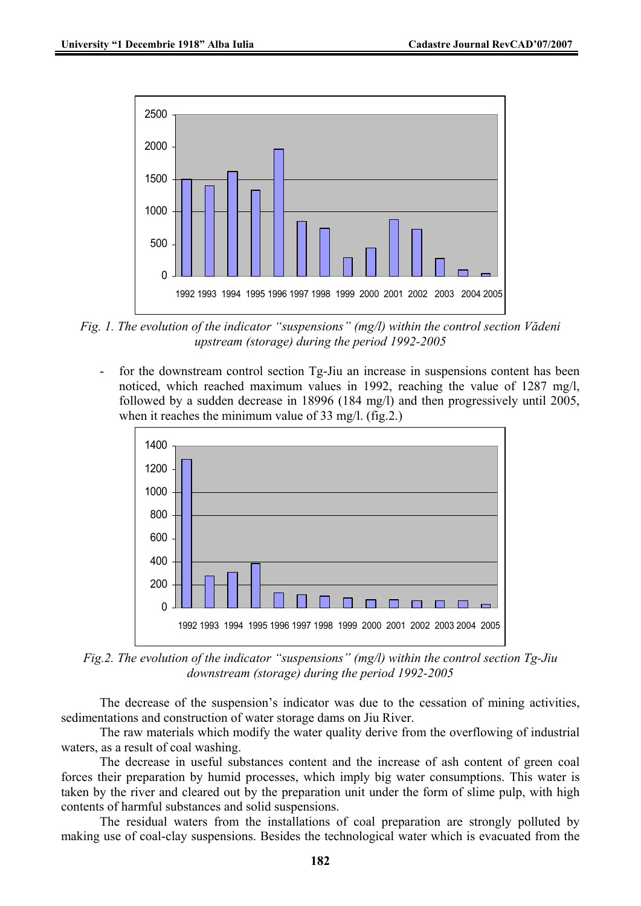*Fig. 1. The evolution of the indicator "suspensions" (mg/l) within the control section Vădeni upstream (storage) during the period 1992-2005*

- for the downstream control section Tg-Jiu an increase in suspensions content has been noticed, which reached maximum values in 1992, reaching the value of 1287 mg/l, followed by a sudden decrease in 18996 (184 mg/l) and then progressively until 2005, when it reaches the minimum value of 33 mg/l. (fig.2.)

*Fig.2. The evolution of the indicator "suspensions" (mg/l) within the control section Tg-Jiu downstream (storage) during the period 1992-2005*

The decrease of the suspension's indicator was due to the cessation of mining activities, sedimentations and construction of water storage dams on Jiu River.

The raw materials which modify the water quality derive from the overflowing of industrial waters, as a result of coal washing.

The decrease in useful substances content and the increase of ash content of green coal forces their preparation by humid processes, which imply big water consumptions. This water is taken by the river and cleared out by the preparation unit under the form of slime pulp, with high contents of harmful substances and solid suspensions.

The residual waters from the installations of coal preparation are strongly polluted by making use of coal-clay suspensions. Besides the technological water which is evacuated from the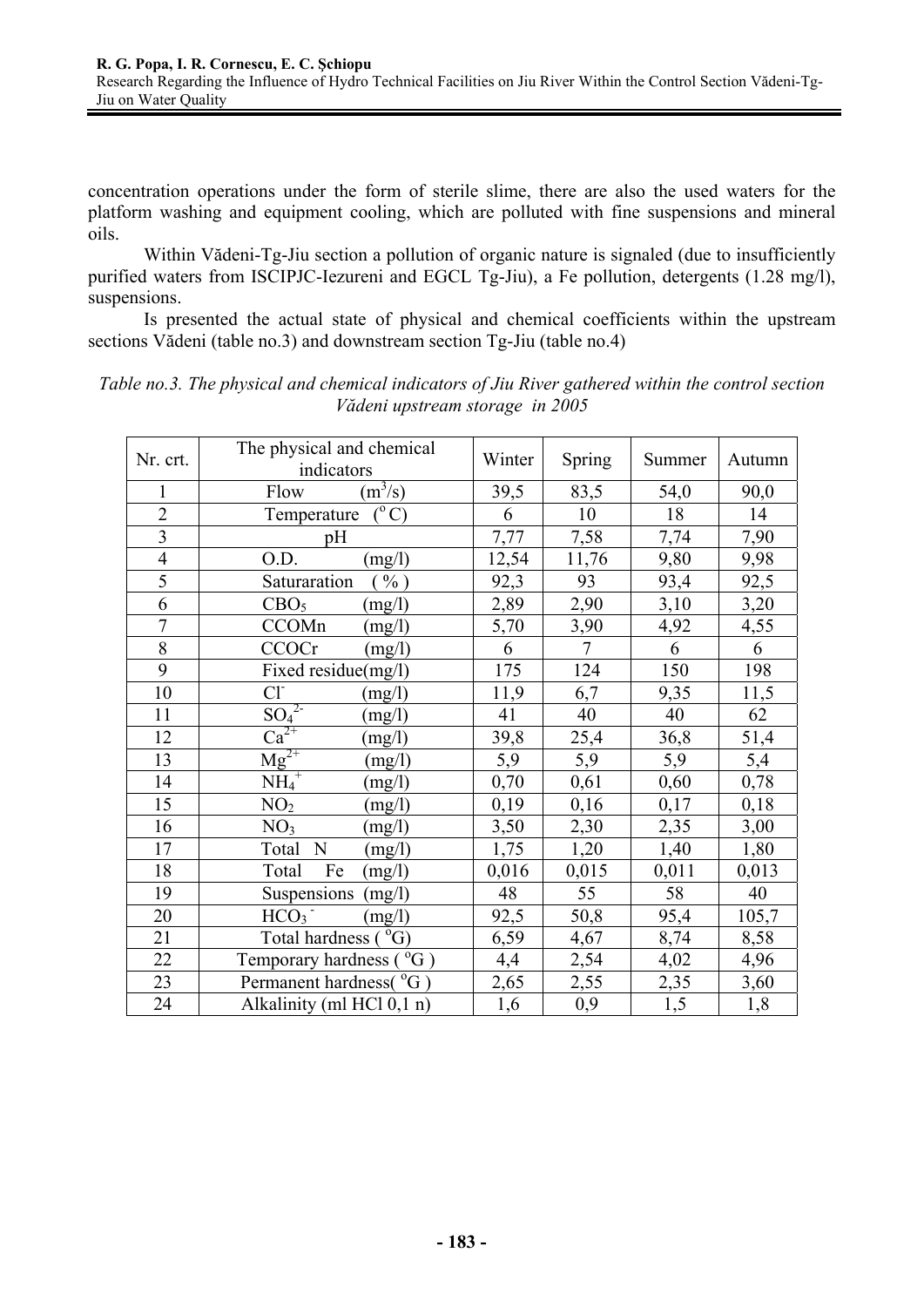concentration operations under the form of sterile slime, there are also the used waters for the platform washing and equipment cooling, which are polluted with fine suspensions and mineral oils.

Within Vădeni-Tg-Jiu section a pollution of organic nature is signaled (due to insufficiently purified waters from ISCIPJC-Iezureni and EGCL Tg-Jiu), a Fe pollution, detergents (1.28 mg/l), suspensions.

Is presented the actual state of physical and chemical coefficients within the upstream sections Vădeni (table no.3) and downstream section Tg-Jiu (table no.4)

*Table no.3. The physical and chemical indicators of Jiu River gathered within the control section Vădeni upstream storage in 2005*

| Nr. crt. | The physical and chemical indicators | Winter | Spring | Summer | Autumn |
|---|---|---|---|---|---|
| 1 | Flow ($m^3/s$) | 39,5 | 83,5 | 54,0 | 90,0 |
| 2 | Temperature ($^oC$) | 6 | 10 | 18 | 14 |
| 3 | pH | 7,77 | 7,58 | 7,74 | 7,90 |
| 4 | O.D. (mg/l) | 12,54 | 11,76 | 9,80 | 9,98 |
| 5 | Satureration ( % ) | 92,3 | 93 | 93,4 | 92,5 |
| 6 | $CBO_5$ (mg/l) | 2,89 | 2,90 | 3,10 | 3,20 |
| 7 | CCOMn (mg/l) | 5,70 | 3,90 | 4,92 | 4,55 |
| 8 | CCOCr (mg/l) | 6 | 7 | 6 | 6 |
| 9 | Fixed residue(mg/l) | 175 | 124 | 150 | 198 |
| 10 | $Cl^-$ (mg/l) | 11,9 | 6,7 | 9,35 | 11,5 |
| 11 | $SO_4^{2-}$ (mg/l) | 41 | 40 | 40 | 62 |
| 12 | $Ca^{2+}$ (mg/l) | 39,8 | 25,4 | 36,8 | 51,4 |
| 13 | $Mg^{2+}$ (mg/l) | 5,9 | 5,9 | 5,9 | 5,4 |
| 14 | $NH_4^+$ (mg/l) | 0,70 | 0,61 | 0,60 | 0,78 |
| 15 | $NO_2$ (mg/l) | 0,19 | 0,16 | 0,17 | 0,18 |
| 16 | $NO_3$ (mg/l) | 3,50 | 2,30 | 2,35 | 3,00 |
| 17 | Total N (mg/l) | 1,75 | 1,20 | 1,40 | 1,80 |
| 18 | Total Fe (mg/l) | 0,016 | 0,015 | 0,011 | 0,013 |
| 19 | Suspensions (mg/l) | 48 | 55 | 58 | 40 |
| 20 | $HCO_3^-$ (mg/l) | 92,5 | 50,8 | 95,4 | 105,7 |
| 21 | Total hardness ($^oG$) | 6,59 | 4,67 | 8,74 | 8,58 |
| 22 | Temporary hardness ($^oG$) | 4,4 | 2,54 | 4,02 | 4,96 |
| 23 | Permanent hardness($^oG$) | 2,65 | 2,55 | 2,35 | 3,60 |
| 24 | Alkalinity (ml HCl 0,1 n) | 1,6 | 0,9 | 1,5 | 1,8 |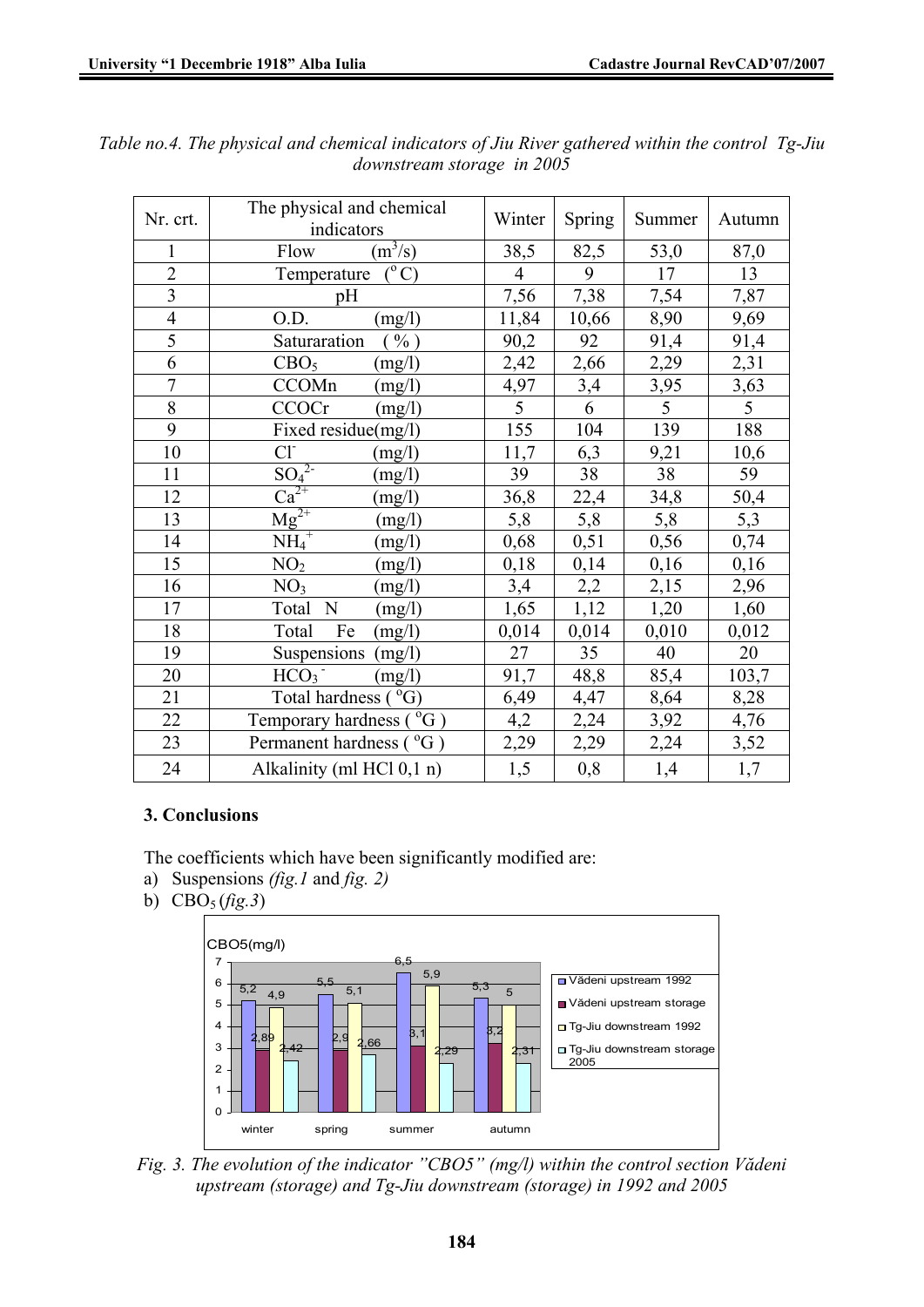*Table no.4. The physical and chemical indicators of Jiu River gathered within the control Tg-Jiu downstream storage in 2005*

| Nr. crt. | The physical and chemical indicators | Winter | Spring | Summer | Autumn |
|---|---|---|---|---|---|
| 1 | Flow ($m^3/s$) | 38,5 | 82,5 | 53,0 | 87,0 |
| 2 | Temperature ($^oC$) | 4 | 9 | 17 | 13 |
| 3 | pH | 7,56 | 7,38 | 7,54 | 7,87 |
| 4 | O.D. (mg/l) | 11,84 | 10,66 | 8,90 | 9,69 |
| 5 | Saturation ( % ) | 90,2 | 92 | 91,4 | 91,4 |
| 6 | $CBO_5$ (mg/l) | 2,42 | 2,66 | 2,29 | 2,31 |
| 7 | CCOMn (mg/l) | 4,97 | 3,4 | 3,95 | 3,63 |
| 8 | CCOCr (mg/l) | 5 | 6 | 5 | 5 |
| 9 | Fixed residue(mg/l) | 155 | 104 | 139 | 188 |
| 10 | $Cl^-$ (mg/l) | 11,7 | 6,3 | 9,21 | 10,6 |
| 11 | $SO_4^{2-}$ (mg/l) | 39 | 38 | 38 | 59 |
| 12 | $Ca^{2+}$ (mg/l) | 36,8 | 22,4 | 34,8 | 50,4 |
| 13 | $Mg^{2+}$ (mg/l) | 5,8 | 5,8 | 5,8 | 5,3 |
| 14 | $NH_4^+$ (mg/l) | 0,68 | 0,51 | 0,56 | 0,74 |
| 15 | $NO_2$ (mg/l) | 0,18 | 0,14 | 0,16 | 0,16 |
| 16 | $NO_3$ (mg/l) | 3,4 | 2,2 | 2,15 | 2,96 |
| 17 | Total N (mg/l) | 1,65 | 1,12 | 1,20 | 1,60 |
| 18 | Total Fe (mg/l) | 0,014 | 0,014 | 0,010 | 0,012 |
| 19 | Suspensions (mg/l) | 27 | 35 | 40 | 20 |
| 20 | $HCO_3^-$ (mg/l) | 91,7 | 48,8 | 85,4 | 103,7 |
| 21 | Total hardness ($^oG$) | 6,49 | 4,47 | 8,64 | 8,28 |
| 22 | Temporary hardness ($^oG$) | 4,2 | 2,24 | 3,92 | 4,76 |
| 23 | Permanent hardness ($^oG$) | 2,29 | 2,29 | 2,24 | 3,52 |
| 24 | Alkalinity (ml HCl 0,1 n) | 1,5 | 0,8 | 1,4 | 1,7 |

## 3. Conclusions

The coefficients which have been significantly modified are:

a) Suspensions *(fig.1* and *fig. 2)*

b) $CBO_5$ (*fig.3*)

*Fig. 3. The evolution of the indicator "CBO5" (mg/l) within the control section Vădeni upstream (storage) and Tg-Jiu downstream (storage) in 1992 and 2005*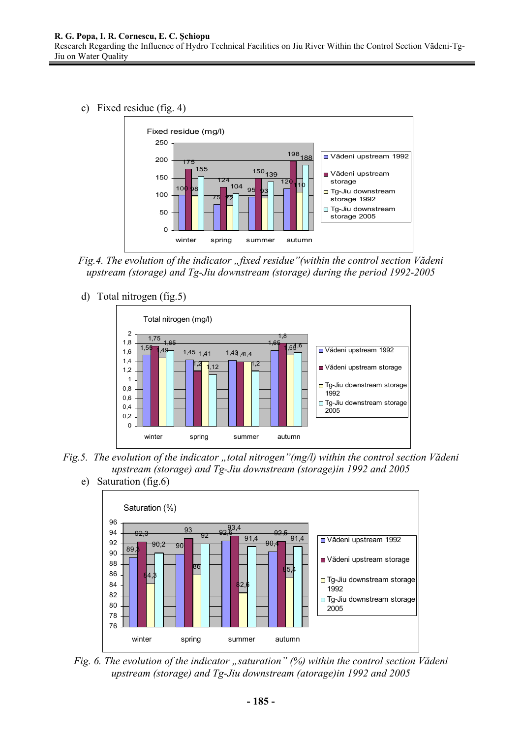c) Fixed residue (fig. 4)

Fig.4. The evolution of the indicator „fixed residue”(within the control section Vădeni upstream (storage) and Tg-Jiu downstream (storage) during the period 1992-2005

d) Total nitrogen (fig.5)

Fig.5. The evolution of the indicator „total nitrogen”(mg/l) within the control section Vădeni upstream (storage) and Tg-Jiu downstream (storage)in 1992 and 2005

e) Saturation (fig.6)

Fig. 6. The evolution of the indicator „saturation” (%) within the control section Vădeni upstream (storage) and Tg-Jiu downstream (atorage)in 1992 and 2005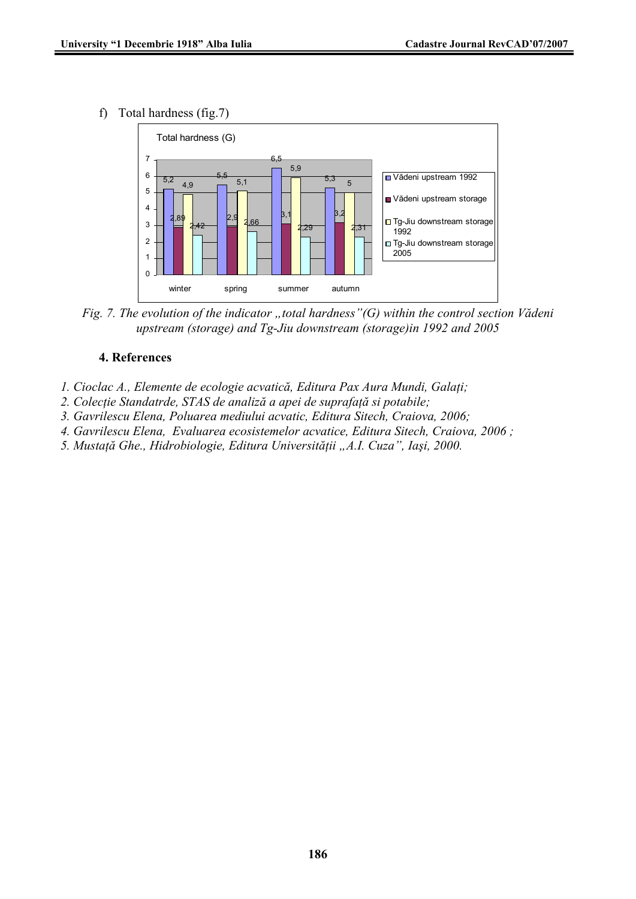f) Total hardness (fig.7)

Total hardness (G)

7
6
5
4
3
2
1
0

5,2 2,89 4,9 2,42
5,5 2,9 5,1 2,66
6,5 3,1 5,9 2,29
5,3 3,2 5 2,31

winter spring summer autumn

Vădeni upstream 1992
Vădeni upstream storage
Tg-Jiu downstream storage 1992
Tg-Jiu downstream storage 2005

*Fig. 7. The evolution of the indicator „total hardness"(G) within the control section Vădeni upstream (storage) and Tg-Jiu downstream (storage)in 1992 and 2005*

### 4. References

1. *Cioclac A., Elemente de ecologie acvatică, Editura Pax Aura Mundi, Galați;*
2. *Colecție Standatrde, STAS de analiză a apei de suprafață si potabile;*
3. *Gavrilescu Elena, Poluarea mediului acvatic, Editura Sitech, Craiova, 2006;*
4. *Gavrilescu Elena, Evaluarea ecosistemelor acvatice, Editura Sitech, Craiova, 2006 ;*
5. *Mustață Ghe., Hidrobiologie, Editura Universității „A.I. Cuza", Iaşi, 2000.*